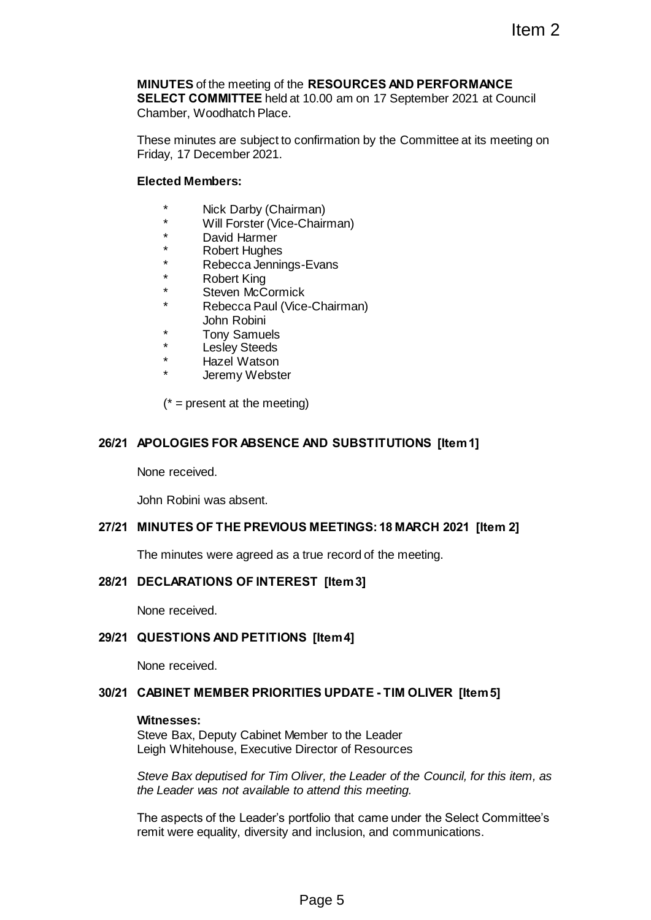**MINUTES** of the meeting of the **RESOURCES AND PERFORMANCE SELECT COMMITTEE** held at 10.00 am on 17 September 2021 at Council Chamber, Woodhatch Place.

These minutes are subject to confirmation by the Committee at its meeting on Friday, 17 December 2021.

**Elected Members:**

- \* Nick Darby (Chairman)
- \* Will Forster (Vice-Chairman)
- \* David Harmer
- \* Robert Hughes
- \* Rebecca Jennings-Evans
- \* Robert King
- \* Steven McCormick
- \* Rebecca Paul (Vice-Chairman)
- John Robini
- \* Tony Samuels
- \* Lesley Steeds
- \* Hazel Watson
- \* Jeremy Webster

(* = present at the meeting)

## 26/21 APOLOGIES FOR ABSENCE AND SUBSTITUTIONS [Item 1]

None received.

John Robini was absent.

## 27/21 MINUTES OF THE PREVIOUS MEETINGS: 18 MARCH 2021 [Item 2]

The minutes were agreed as a true record of the meeting.

## 28/21 DECLARATIONS OF INTEREST [Item 3]

None received.

## 29/21 QUESTIONS AND PETITIONS [Item 4]

None received.

## 30/21 CABINET MEMBER PRIORITIES UPDATE - TIM OLIVER [Item 5]

**Witnesses:**
Steve Bax, Deputy Cabinet Member to the Leader
Leigh Whitehouse, Executive Director of Resources

*Steve Bax deputised for Tim Oliver, the Leader of the Council, for this item, as the Leader was not available to attend this meeting.*

The aspects of the Leader's portfolio that came under the Select Committee's remit were equality, diversity and inclusion, and communications.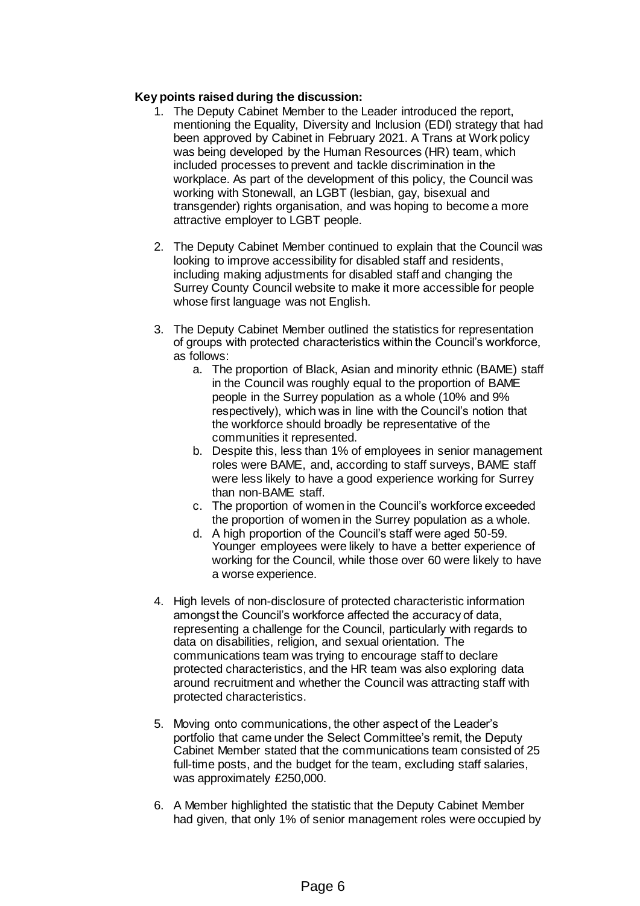**Key points raised during the discussion:**

1. The Deputy Cabinet Member to the Leader introduced the report, mentioning the Equality, Diversity and Inclusion (EDI) strategy that had been approved by Cabinet in February 2021. A Trans at Work policy was being developed by the Human Resources (HR) team, which included processes to prevent and tackle discrimination in the workplace. As part of the development of this policy, the Council was working with Stonewall, an LGBT (lesbian, gay, bisexual and transgender) rights organisation, and was hoping to become a more attractive employer to LGBT people.

2. The Deputy Cabinet Member continued to explain that the Council was looking to improve accessibility for disabled staff and residents, including making adjustments for disabled staff and changing the Surrey County Council website to make it more accessible for people whose first language was not English.

3. The Deputy Cabinet Member outlined the statistics for representation of groups with protected characteristics within the Council's workforce, as follows:
    a. The proportion of Black, Asian and minority ethnic (BAME) staff in the Council was roughly equal to the proportion of BAME people in the Surrey population as a whole (10% and 9% respectively), which was in line with the Council's notion that the workforce should broadly be representative of the communities it represented.
    b. Despite this, less than 1% of employees in senior management roles were BAME, and, according to staff surveys, BAME staff were less likely to have a good experience working for Surrey than non-BAME staff.
    c. The proportion of women in the Council's workforce exceeded the proportion of women in the Surrey population as a whole.
    d. A high proportion of the Council's staff were aged 50-59. Younger employees were likely to have a better experience of working for the Council, while those over 60 were likely to have a worse experience.

4. High levels of non-disclosure of protected characteristic information amongst the Council's workforce affected the accuracy of data, representing a challenge for the Council, particularly with regards to data on disabilities, religion, and sexual orientation. The communications team was trying to encourage staff to declare protected characteristics, and the HR team was also exploring data around recruitment and whether the Council was attracting staff with protected characteristics.

5. Moving onto communications, the other aspect of the Leader's portfolio that came under the Select Committee's remit, the Deputy Cabinet Member stated that the communications team consisted of 25 full-time posts, and the budget for the team, excluding staff salaries, was approximately £250,000.

6. A Member highlighted the statistic that the Deputy Cabinet Member had given, that only 1% of senior management roles were occupied by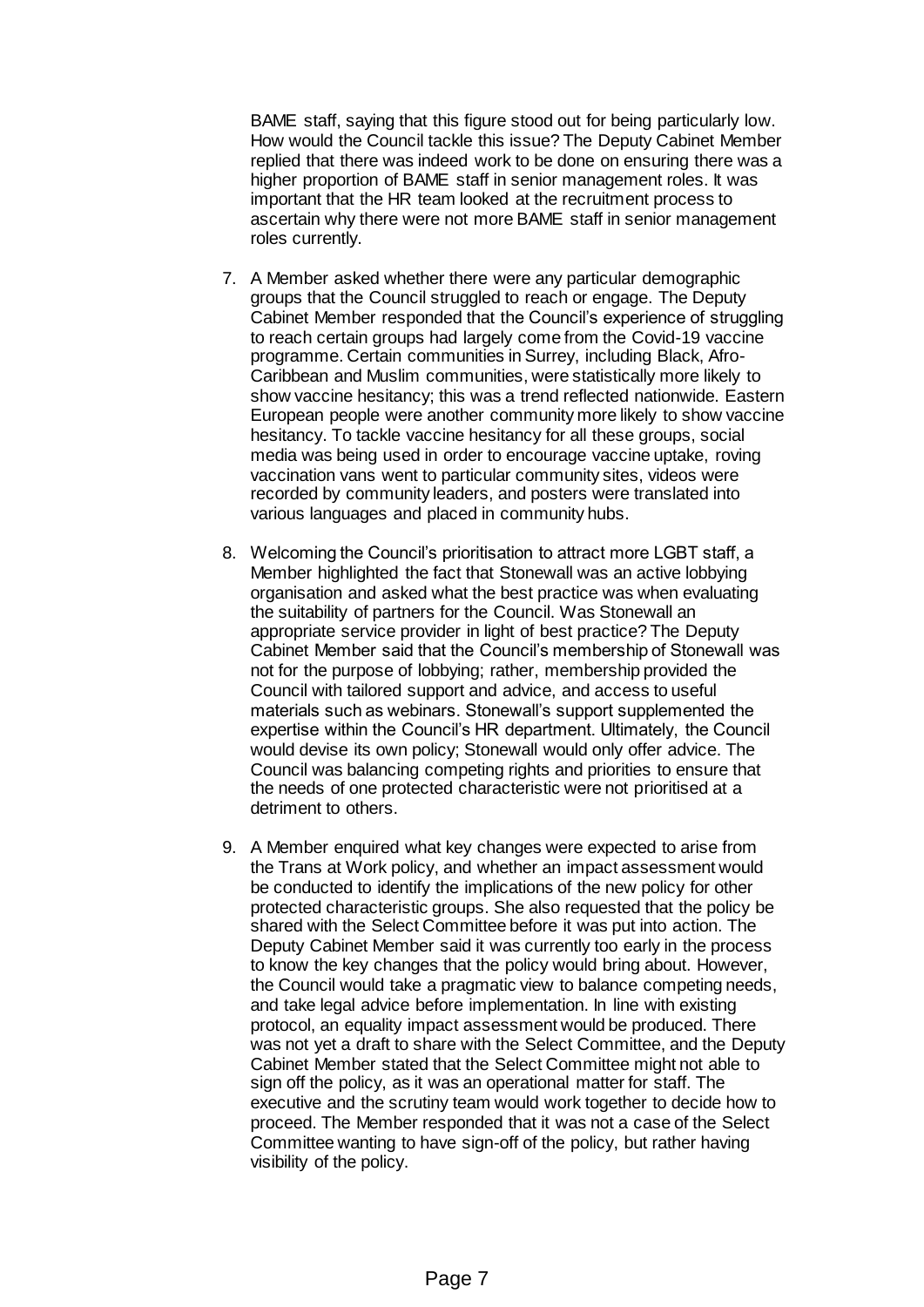BAME staff, saying that this figure stood out for being particularly low. How would the Council tackle this issue? The Deputy Cabinet Member replied that there was indeed work to be done on ensuring there was a higher proportion of BAME staff in senior management roles. It was important that the HR team looked at the recruitment process to ascertain why there were not more BAME staff in senior management roles currently.

7. A Member asked whether there were any particular demographic groups that the Council struggled to reach or engage. The Deputy Cabinet Member responded that the Council's experience of struggling to reach certain groups had largely come from the Covid-19 vaccine programme. Certain communities in Surrey, including Black, Afro-Caribbean and Muslim communities, were statistically more likely to show vaccine hesitancy; this was a trend reflected nationwide. Eastern European people were another community more likely to show vaccine hesitancy. To tackle vaccine hesitancy for all these groups, social media was being used in order to encourage vaccine uptake, roving vaccination vans went to particular community sites, videos were recorded by community leaders, and posters were translated into various languages and placed in community hubs.

8. Welcoming the Council's prioritisation to attract more LGBT staff, a Member highlighted the fact that Stonewall was an active lobbying organisation and asked what the best practice was when evaluating the suitability of partners for the Council. Was Stonewall an appropriate service provider in light of best practice? The Deputy Cabinet Member said that the Council's membership of Stonewall was not for the purpose of lobbying; rather, membership provided the Council with tailored support and advice, and access to useful materials such as webinars. Stonewall's support supplemented the expertise within the Council's HR department. Ultimately, the Council would devise its own policy; Stonewall would only offer advice. The Council was balancing competing rights and priorities to ensure that the needs of one protected characteristic were not prioritised at a detriment to others.

9. A Member enquired what key changes were expected to arise from the Trans at Work policy, and whether an impact assessment would be conducted to identify the implications of the new policy for other protected characteristic groups. She also requested that the policy be shared with the Select Committee before it was put into action. The Deputy Cabinet Member said it was currently too early in the process to know the key changes that the policy would bring about. However, the Council would take a pragmatic view to balance competing needs, and take legal advice before implementation. In line with existing protocol, an equality impact assessment would be produced. There was not yet a draft to share with the Select Committee, and the Deputy Cabinet Member stated that the Select Committee might not able to sign off the policy, as it was an operational matter for staff. The executive and the scrutiny team would work together to decide how to proceed. The Member responded that it was not a case of the Select Committee wanting to have sign-off of the policy, but rather having visibility of the policy.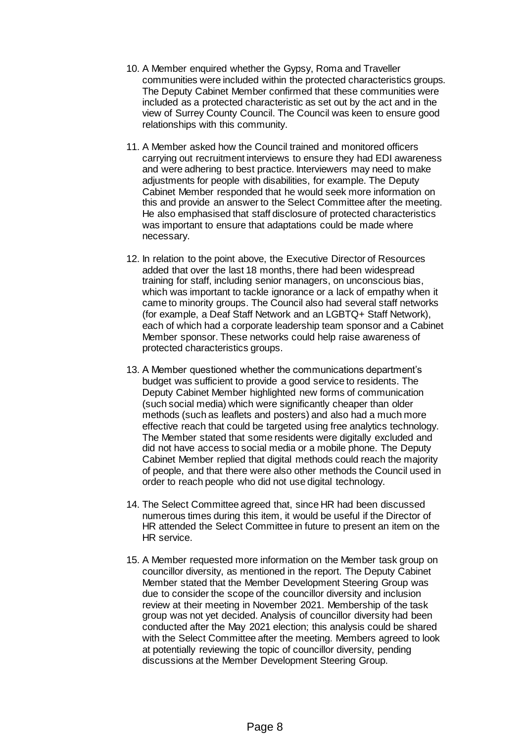10. A Member enquired whether the Gypsy, Roma and Traveller communities were included within the protected characteristics groups. The Deputy Cabinet Member confirmed that these communities were included as a protected characteristic as set out by the act and in the view of Surrey County Council. The Council was keen to ensure good relationships with this community.

11. A Member asked how the Council trained and monitored officers carrying out recruitment interviews to ensure they had EDI awareness and were adhering to best practice. Interviewers may need to make adjustments for people with disabilities, for example. The Deputy Cabinet Member responded that he would seek more information on this and provide an answer to the Select Committee after the meeting. He also emphasised that staff disclosure of protected characteristics was important to ensure that adaptations could be made where necessary.

12. In relation to the point above, the Executive Director of Resources added that over the last 18 months, there had been widespread training for staff, including senior managers, on unconscious bias, which was important to tackle ignorance or a lack of empathy when it came to minority groups. The Council also had several staff networks (for example, a Deaf Staff Network and an LGBTQ+ Staff Network), each of which had a corporate leadership team sponsor and a Cabinet Member sponsor. These networks could help raise awareness of protected characteristics groups.

13. A Member questioned whether the communications department's budget was sufficient to provide a good service to residents. The Deputy Cabinet Member highlighted new forms of communication (such social media) which were significantly cheaper than older methods (such as leaflets and posters) and also had a much more effective reach that could be targeted using free analytics technology. The Member stated that some residents were digitally excluded and did not have access to social media or a mobile phone. The Deputy Cabinet Member replied that digital methods could reach the majority of people, and that there were also other methods the Council used in order to reach people who did not use digital technology.

14. The Select Committee agreed that, since HR had been discussed numerous times during this item, it would be useful if the Director of HR attended the Select Committee in future to present an item on the HR service.

15. A Member requested more information on the Member task group on councillor diversity, as mentioned in the report. The Deputy Cabinet Member stated that the Member Development Steering Group was due to consider the scope of the councillor diversity and inclusion review at their meeting in November 2021. Membership of the task group was not yet decided. Analysis of councillor diversity had been conducted after the May 2021 election; this analysis could be shared with the Select Committee after the meeting. Members agreed to look at potentially reviewing the topic of councillor diversity, pending discussions at the Member Development Steering Group.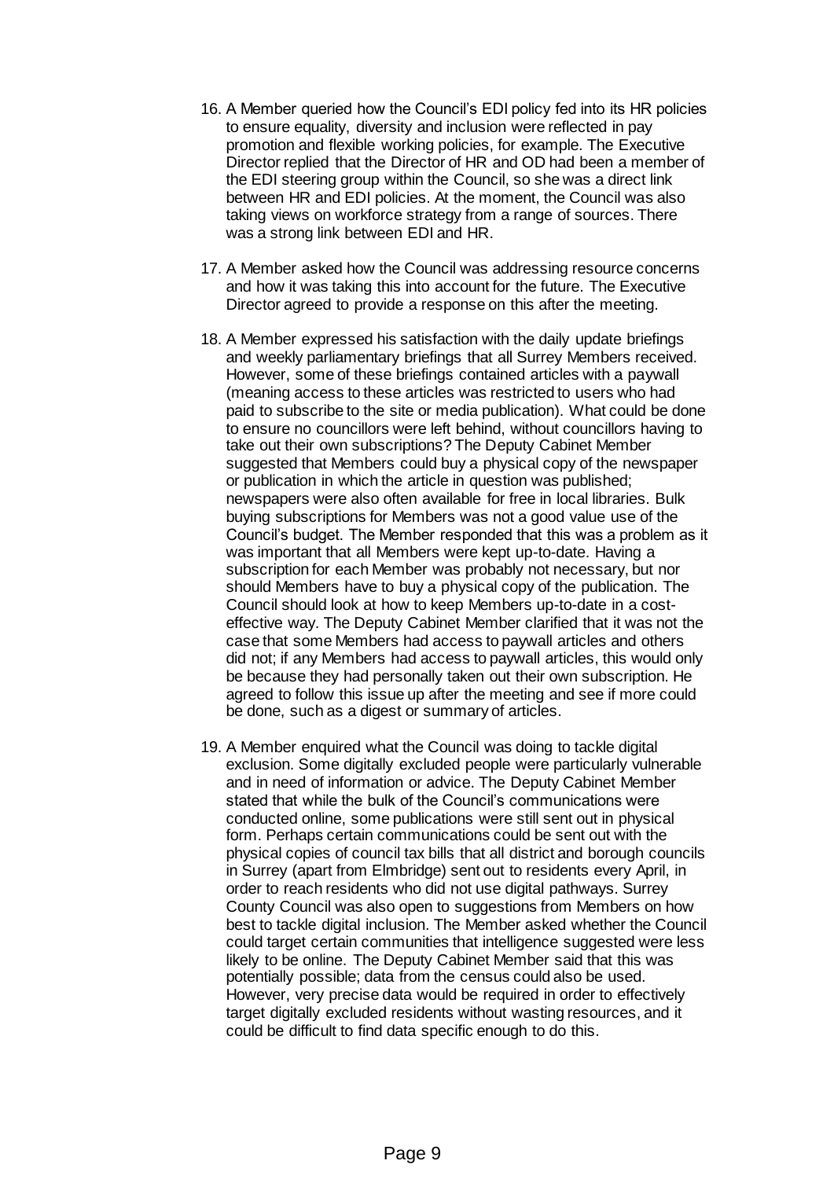16. A Member queried how the Council's EDI policy fed into its HR policies to ensure equality, diversity and inclusion were reflected in pay promotion and flexible working policies, for example. The Executive Director replied that the Director of HR and OD had been a member of the EDI steering group within the Council, so she was a direct link between HR and EDI policies. At the moment, the Council was also taking views on workforce strategy from a range of sources. There was a strong link between EDI and HR.

17. A Member asked how the Council was addressing resource concerns and how it was taking this into account for the future. The Executive Director agreed to provide a response on this after the meeting.

18. A Member expressed his satisfaction with the daily update briefings and weekly parliamentary briefings that all Surrey Members received. However, some of these briefings contained articles with a paywall (meaning access to these articles was restricted to users who had paid to subscribe to the site or media publication). What could be done to ensure no councillors were left behind, without councillors having to take out their own subscriptions? The Deputy Cabinet Member suggested that Members could buy a physical copy of the newspaper or publication in which the article in question was published; newspapers were also often available for free in local libraries. Bulk buying subscriptions for Members was not a good value use of the Council's budget. The Member responded that this was a problem as it was important that all Members were kept up-to-date. Having a subscription for each Member was probably not necessary, but nor should Members have to buy a physical copy of the publication. The Council should look at how to keep Members up-to-date in a cost-effective way. The Deputy Cabinet Member clarified that it was not the case that some Members had access to paywall articles and others did not; if any Members had access to paywall articles, this would only be because they had personally taken out their own subscription. He agreed to follow this issue up after the meeting and see if more could be done, such as a digest or summary of articles.

19. A Member enquired what the Council was doing to tackle digital exclusion. Some digitally excluded people were particularly vulnerable and in need of information or advice. The Deputy Cabinet Member stated that while the bulk of the Council's communications were conducted online, some publications were still sent out in physical form. Perhaps certain communications could be sent out with the physical copies of council tax bills that all district and borough councils in Surrey (apart from Elmbridge) sent out to residents every April, in order to reach residents who did not use digital pathways. Surrey County Council was also open to suggestions from Members on how best to tackle digital inclusion. The Member asked whether the Council could target certain communities that intelligence suggested were less likely to be online. The Deputy Cabinet Member said that this was potentially possible; data from the census could also be used. However, very precise data would be required in order to effectively target digitally excluded residents without wasting resources, and it could be difficult to find data specific enough to do this.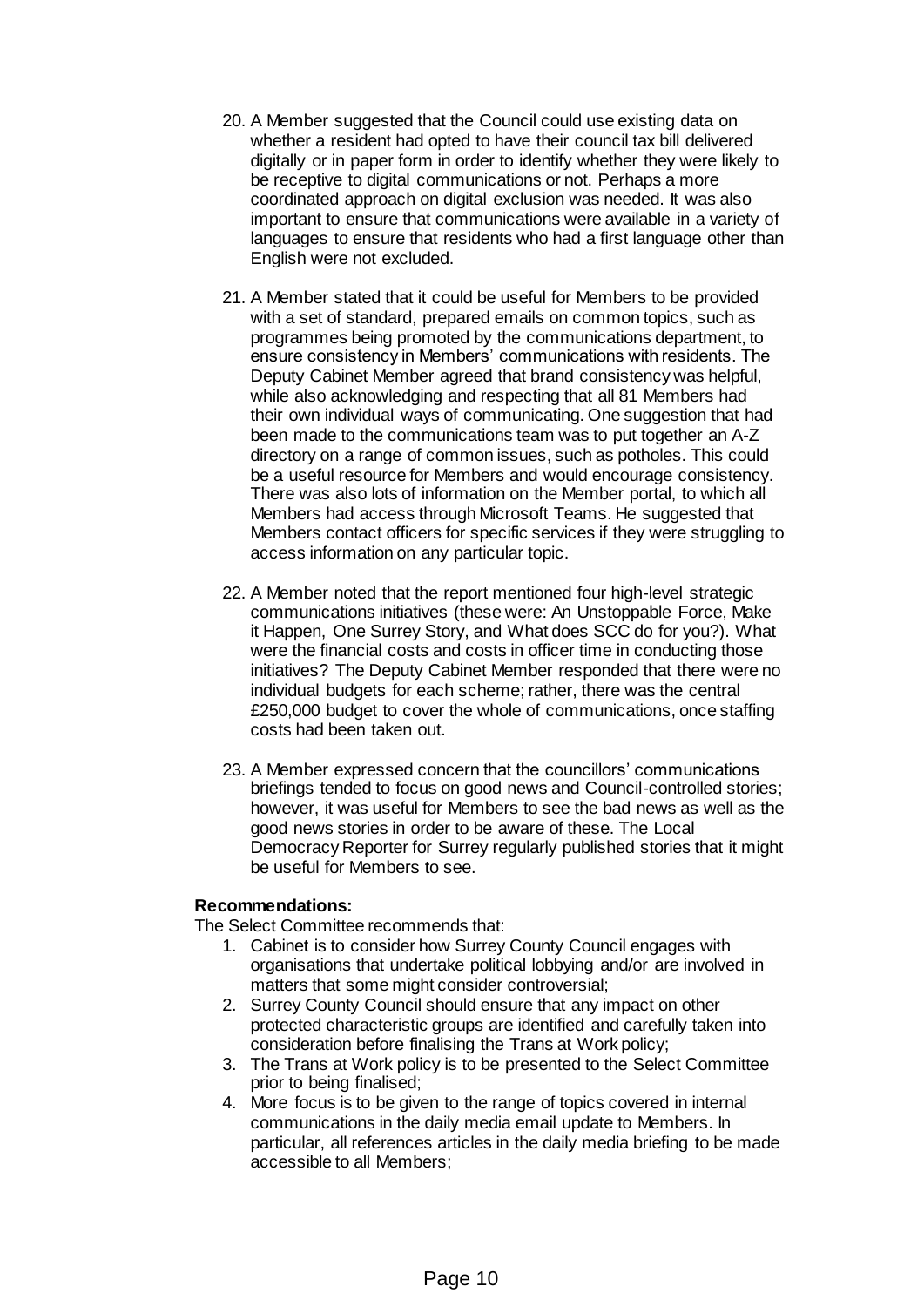20. A Member suggested that the Council could use existing data on whether a resident had opted to have their council tax bill delivered digitally or in paper form in order to identify whether they were likely to be receptive to digital communications or not. Perhaps a more coordinated approach on digital exclusion was needed. It was also important to ensure that communications were available in a variety of languages to ensure that residents who had a first language other than English were not excluded.

21. A Member stated that it could be useful for Members to be provided with a set of standard, prepared emails on common topics, such as programmes being promoted by the communications department, to ensure consistency in Members' communications with residents. The Deputy Cabinet Member agreed that brand consistency was helpful, while also acknowledging and respecting that all 81 Members had their own individual ways of communicating. One suggestion that had been made to the communications team was to put together an A-Z directory on a range of common issues, such as potholes. This could be a useful resource for Members and would encourage consistency. There was also lots of information on the Member portal, to which all Members had access through Microsoft Teams. He suggested that Members contact officers for specific services if they were struggling to access information on any particular topic.

22. A Member noted that the report mentioned four high-level strategic communications initiatives (these were: An Unstoppable Force, Make it Happen, One Surrey Story, and What does SCC do for you?). What were the financial costs and costs in officer time in conducting those initiatives? The Deputy Cabinet Member responded that there were no individual budgets for each scheme; rather, there was the central £250,000 budget to cover the whole of communications, once staffing costs had been taken out.

23. A Member expressed concern that the councillors' communications briefings tended to focus on good news and Council-controlled stories; however, it was useful for Members to see the bad news as well as the good news stories in order to be aware of these. The Local Democracy Reporter for Surrey regularly published stories that it might be useful for Members to see.

**Recommendations:**

The Select Committee recommends that:

1. Cabinet is to consider how Surrey County Council engages with organisations that undertake political lobbying and/or are involved in matters that some might consider controversial;
2. Surrey County Council should ensure that any impact on other protected characteristic groups are identified and carefully taken into consideration before finalising the Trans at Work policy;
3. The Trans at Work policy is to be presented to the Select Committee prior to being finalised;
4. More focus is to be given to the range of topics covered in internal communications in the daily media email update to Members. In particular, all references articles in the daily media briefing to be made accessible to all Members;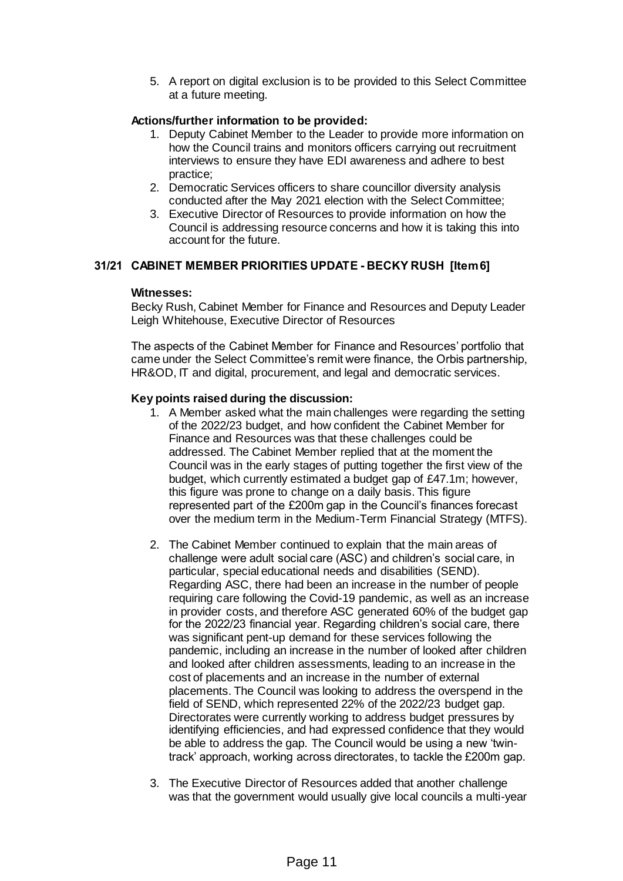5. A report on digital exclusion is to be provided to this Select Committee at a future meeting.

**Actions/further information to be provided:**

1. Deputy Cabinet Member to the Leader to provide more information on how the Council trains and monitors officers carrying out recruitment interviews to ensure they have EDI awareness and adhere to best practice;
2. Democratic Services officers to share councillor diversity analysis conducted after the May 2021 election with the Select Committee;
3. Executive Director of Resources to provide information on how the Council is addressing resource concerns and how it is taking this into account for the future.

## 31/21 CABINET MEMBER PRIORITIES UPDATE - BECKY RUSH [Item 6]

**Witnesses:**

Becky Rush, Cabinet Member for Finance and Resources and Deputy Leader
Leigh Whitehouse, Executive Director of Resources

The aspects of the Cabinet Member for Finance and Resources' portfolio that came under the Select Committee's remit were finance, the Orbis partnership, HR&OD, IT and digital, procurement, and legal and democratic services.

**Key points raised during the discussion:**

1. A Member asked what the main challenges were regarding the setting of the 2022/23 budget, and how confident the Cabinet Member for Finance and Resources was that these challenges could be addressed. The Cabinet Member replied that at the moment the Council was in the early stages of putting together the first view of the budget, which currently estimated a budget gap of £47.1m; however, this figure was prone to change on a daily basis. This figure represented part of the £200m gap in the Council's finances forecast over the medium term in the Medium-Term Financial Strategy (MTFS).

2. The Cabinet Member continued to explain that the main areas of challenge were adult social care (ASC) and children's social care, in particular, special educational needs and disabilities (SEND). Regarding ASC, there had been an increase in the number of people requiring care following the Covid-19 pandemic, as well as an increase in provider costs, and therefore ASC generated 60% of the budget gap for the 2022/23 financial year. Regarding children's social care, there was significant pent-up demand for these services following the pandemic, including an increase in the number of looked after children and looked after children assessments, leading to an increase in the cost of placements and an increase in the number of external placements. The Council was looking to address the overspend in the field of SEND, which represented 22% of the 2022/23 budget gap. Directorates were currently working to address budget pressures by identifying efficiencies, and had expressed confidence that they would be able to address the gap. The Council would be using a new 'twin-track' approach, working across directorates, to tackle the £200m gap.

3. The Executive Director of Resources added that another challenge was that the government would usually give local councils a multi-year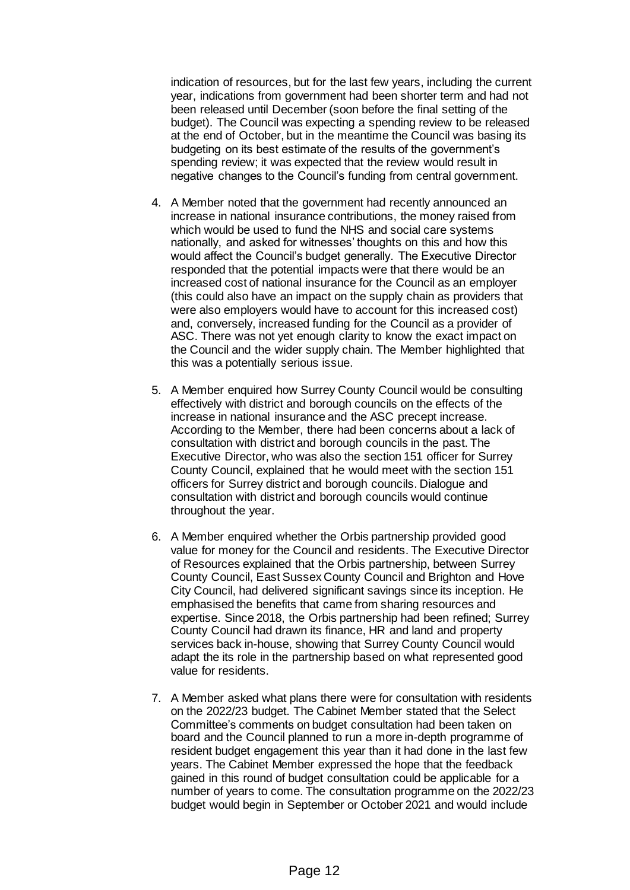indication of resources, but for the last few years, including the current year, indications from government had been shorter term and had not been released until December (soon before the final setting of the budget). The Council was expecting a spending review to be released at the end of October, but in the meantime the Council was basing its budgeting on its best estimate of the results of the government's spending review; it was expected that the review would result in negative changes to the Council's funding from central government.

4. A Member noted that the government had recently announced an increase in national insurance contributions, the money raised from which would be used to fund the NHS and social care systems nationally, and asked for witnesses' thoughts on this and how this would affect the Council's budget generally. The Executive Director responded that the potential impacts were that there would be an increased cost of national insurance for the Council as an employer (this could also have an impact on the supply chain as providers that were also employers would have to account for this increased cost) and, conversely, increased funding for the Council as a provider of ASC. There was not yet enough clarity to know the exact impact on the Council and the wider supply chain. The Member highlighted that this was a potentially serious issue.

5. A Member enquired how Surrey County Council would be consulting effectively with district and borough councils on the effects of the increase in national insurance and the ASC precept increase. According to the Member, there had been concerns about a lack of consultation with district and borough councils in the past. The Executive Director, who was also the section 151 officer for Surrey County Council, explained that he would meet with the section 151 officers for Surrey district and borough councils. Dialogue and consultation with district and borough councils would continue throughout the year.

6. A Member enquired whether the Orbis partnership provided good value for money for the Council and residents. The Executive Director of Resources explained that the Orbis partnership, between Surrey County Council, East Sussex County Council and Brighton and Hove City Council, had delivered significant savings since its inception. He emphasised the benefits that came from sharing resources and expertise. Since 2018, the Orbis partnership had been refined; Surrey County Council had drawn its finance, HR and land and property services back in-house, showing that Surrey County Council would adapt the its role in the partnership based on what represented good value for residents.

7. A Member asked what plans there were for consultation with residents on the 2022/23 budget. The Cabinet Member stated that the Select Committee's comments on budget consultation had been taken on board and the Council planned to run a more in-depth programme of resident budget engagement this year than it had done in the last few years. The Cabinet Member expressed the hope that the feedback gained in this round of budget consultation could be applicable for a number of years to come. The consultation programme on the 2022/23 budget would begin in September or October 2021 and would include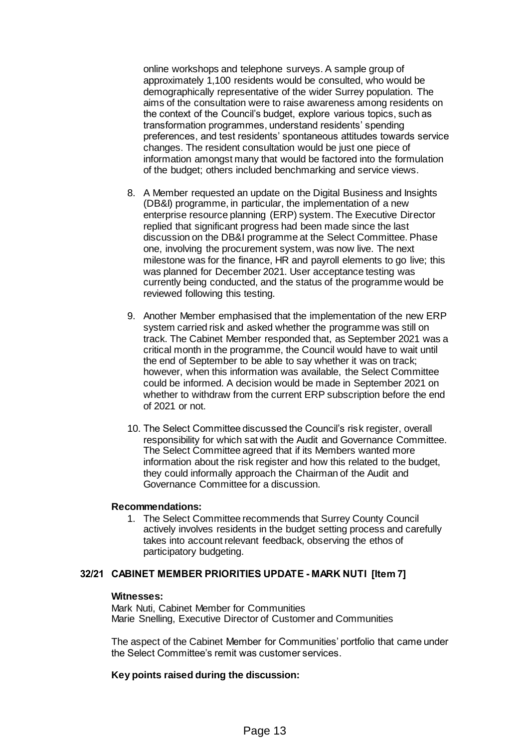online workshops and telephone surveys. A sample group of approximately 1,100 residents would be consulted, who would be demographically representative of the wider Surrey population. The aims of the consultation were to raise awareness among residents on the context of the Council's budget, explore various topics, such as transformation programmes, understand residents' spending preferences, and test residents' spontaneous attitudes towards service changes. The resident consultation would be just one piece of information amongst many that would be factored into the formulation of the budget; others included benchmarking and service views.

8. A Member requested an update on the Digital Business and Insights (DB&I) programme, in particular, the implementation of a new enterprise resource planning (ERP) system. The Executive Director replied that significant progress had been made since the last discussion on the DB&I programme at the Select Committee. Phase one, involving the procurement system, was now live. The next milestone was for the finance, HR and payroll elements to go live; this was planned for December 2021. User acceptance testing was currently being conducted, and the status of the programme would be reviewed following this testing.

9. Another Member emphasised that the implementation of the new ERP system carried risk and asked whether the programme was still on track. The Cabinet Member responded that, as September 2021 was a critical month in the programme, the Council would have to wait until the end of September to be able to say whether it was on track; however, when this information was available, the Select Committee could be informed. A decision would be made in September 2021 on whether to withdraw from the current ERP subscription before the end of 2021 or not.

10. The Select Committee discussed the Council's risk register, overall responsibility for which sat with the Audit and Governance Committee. The Select Committee agreed that if its Members wanted more information about the risk register and how this related to the budget, they could informally approach the Chairman of the Audit and Governance Committee for a discussion.

**Recommendations:**

1. The Select Committee recommends that Surrey County Council actively involves residents in the budget setting process and carefully takes into account relevant feedback, observing the ethos of participatory budgeting.

## 32/21 CABINET MEMBER PRIORITIES UPDATE - MARK NUTI [Item 7]

**Witnesses:**

Mark Nuti, Cabinet Member for Communities
Marie Snelling, Executive Director of Customer and Communities

The aspect of the Cabinet Member for Communities' portfolio that came under the Select Committee's remit was customer services.

**Key points raised during the discussion:**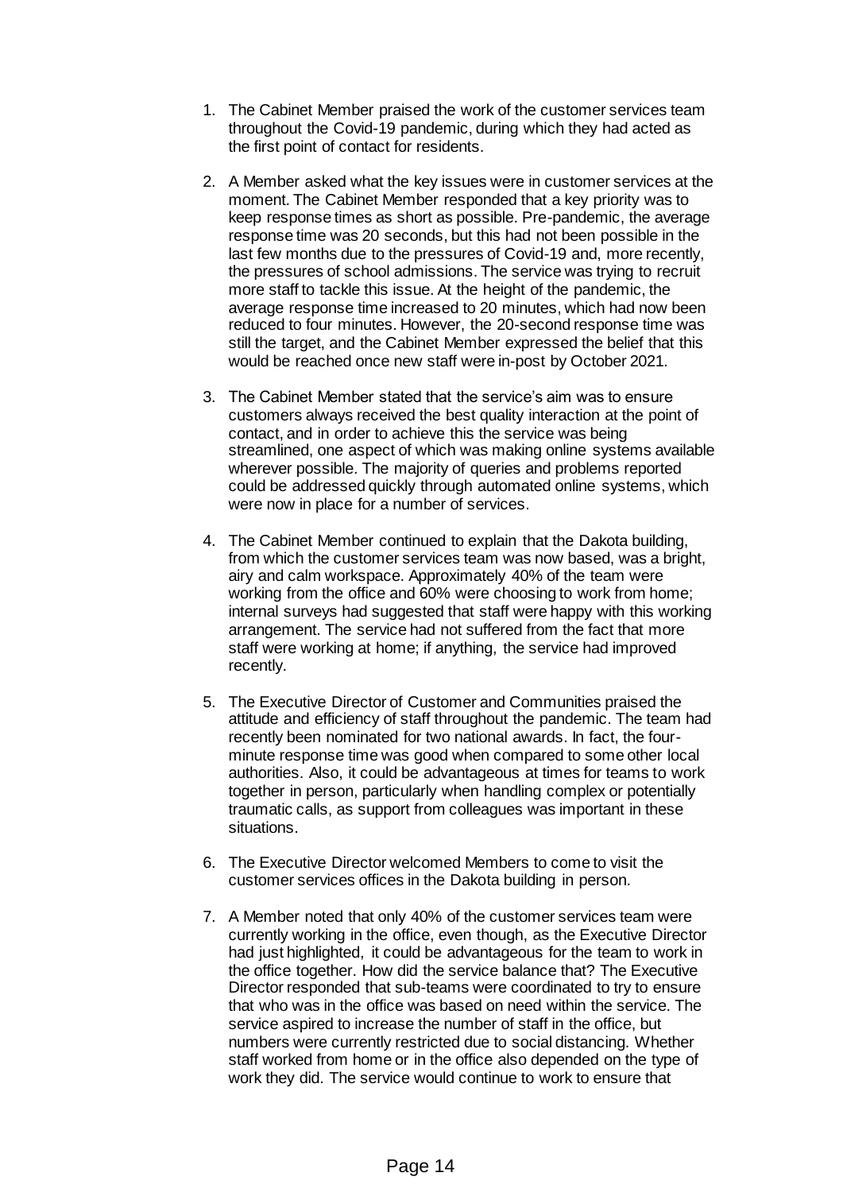1. The Cabinet Member praised the work of the customer services team throughout the Covid-19 pandemic, during which they had acted as the first point of contact for residents.

2. A Member asked what the key issues were in customer services at the moment. The Cabinet Member responded that a key priority was to keep response times as short as possible. Pre-pandemic, the average response time was 20 seconds, but this had not been possible in the last few months due to the pressures of Covid-19 and, more recently, the pressures of school admissions. The service was trying to recruit more staff to tackle this issue. At the height of the pandemic, the average response time increased to 20 minutes, which had now been reduced to four minutes. However, the 20-second response time was still the target, and the Cabinet Member expressed the belief that this would be reached once new staff were in-post by October 2021.

3. The Cabinet Member stated that the service's aim was to ensure customers always received the best quality interaction at the point of contact, and in order to achieve this the service was being streamlined, one aspect of which was making online systems available wherever possible. The majority of queries and problems reported could be addressed quickly through automated online systems, which were now in place for a number of services.

4. The Cabinet Member continued to explain that the Dakota building, from which the customer services team was now based, was a bright, airy and calm workspace. Approximately 40% of the team were working from the office and 60% were choosing to work from home; internal surveys had suggested that staff were happy with this working arrangement. The service had not suffered from the fact that more staff were working at home; if anything, the service had improved recently.

5. The Executive Director of Customer and Communities praised the attitude and efficiency of staff throughout the pandemic. The team had recently been nominated for two national awards. In fact, the four-minute response time was good when compared to some other local authorities. Also, it could be advantageous at times for teams to work together in person, particularly when handling complex or potentially traumatic calls, as support from colleagues was important in these situations.

6. The Executive Director welcomed Members to come to visit the customer services offices in the Dakota building in person.

7. A Member noted that only 40% of the customer services team were currently working in the office, even though, as the Executive Director had just highlighted, it could be advantageous for the team to work in the office together. How did the service balance that? The Executive Director responded that sub-teams were coordinated to try to ensure that who was in the office was based on need within the service. The service aspired to increase the number of staff in the office, but numbers were currently restricted due to social distancing. Whether staff worked from home or in the office also depended on the type of work they did. The service would continue to work to ensure that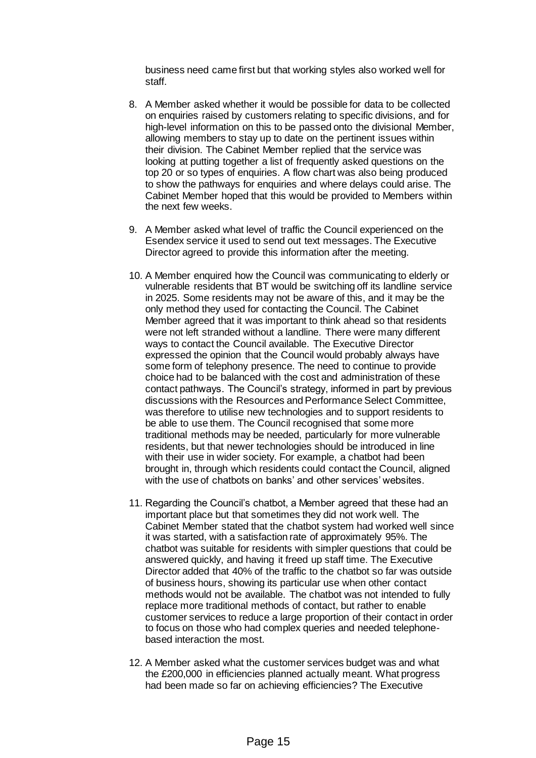business need came first but that working styles also worked well for staff.

8. A Member asked whether it would be possible for data to be collected on enquiries raised by customers relating to specific divisions, and for high-level information on this to be passed onto the divisional Member, allowing members to stay up to date on the pertinent issues within their division. The Cabinet Member replied that the service was looking at putting together a list of frequently asked questions on the top 20 or so types of enquiries. A flow chart was also being produced to show the pathways for enquiries and where delays could arise. The Cabinet Member hoped that this would be provided to Members within the next few weeks.

9. A Member asked what level of traffic the Council experienced on the Esendex service it used to send out text messages. The Executive Director agreed to provide this information after the meeting.

10. A Member enquired how the Council was communicating to elderly or vulnerable residents that BT would be switching off its landline service in 2025. Some residents may not be aware of this, and it may be the only method they used for contacting the Council. The Cabinet Member agreed that it was important to think ahead so that residents were not left stranded without a landline. There were many different ways to contact the Council available. The Executive Director expressed the opinion that the Council would probably always have some form of telephony presence. The need to continue to provide choice had to be balanced with the cost and administration of these contact pathways. The Council's strategy, informed in part by previous discussions with the Resources and Performance Select Committee, was therefore to utilise new technologies and to support residents to be able to use them. The Council recognised that some more traditional methods may be needed, particularly for more vulnerable residents, but that newer technologies should be introduced in line with their use in wider society. For example, a chatbot had been brought in, through which residents could contact the Council, aligned with the use of chatbots on banks' and other services' websites.

11. Regarding the Council's chatbot, a Member agreed that these had an important place but that sometimes they did not work well. The Cabinet Member stated that the chatbot system had worked well since it was started, with a satisfaction rate of approximately 95%. The chatbot was suitable for residents with simpler questions that could be answered quickly, and having it freed up staff time. The Executive Director added that 40% of the traffic to the chatbot so far was outside of business hours, showing its particular use when other contact methods would not be available. The chatbot was not intended to fully replace more traditional methods of contact, but rather to enable customer services to reduce a large proportion of their contact in order to focus on those who had complex queries and needed telephone-based interaction the most.

12. A Member asked what the customer services budget was and what the £200,000 in efficiencies planned actually meant. What progress had been made so far on achieving efficiencies? The Executive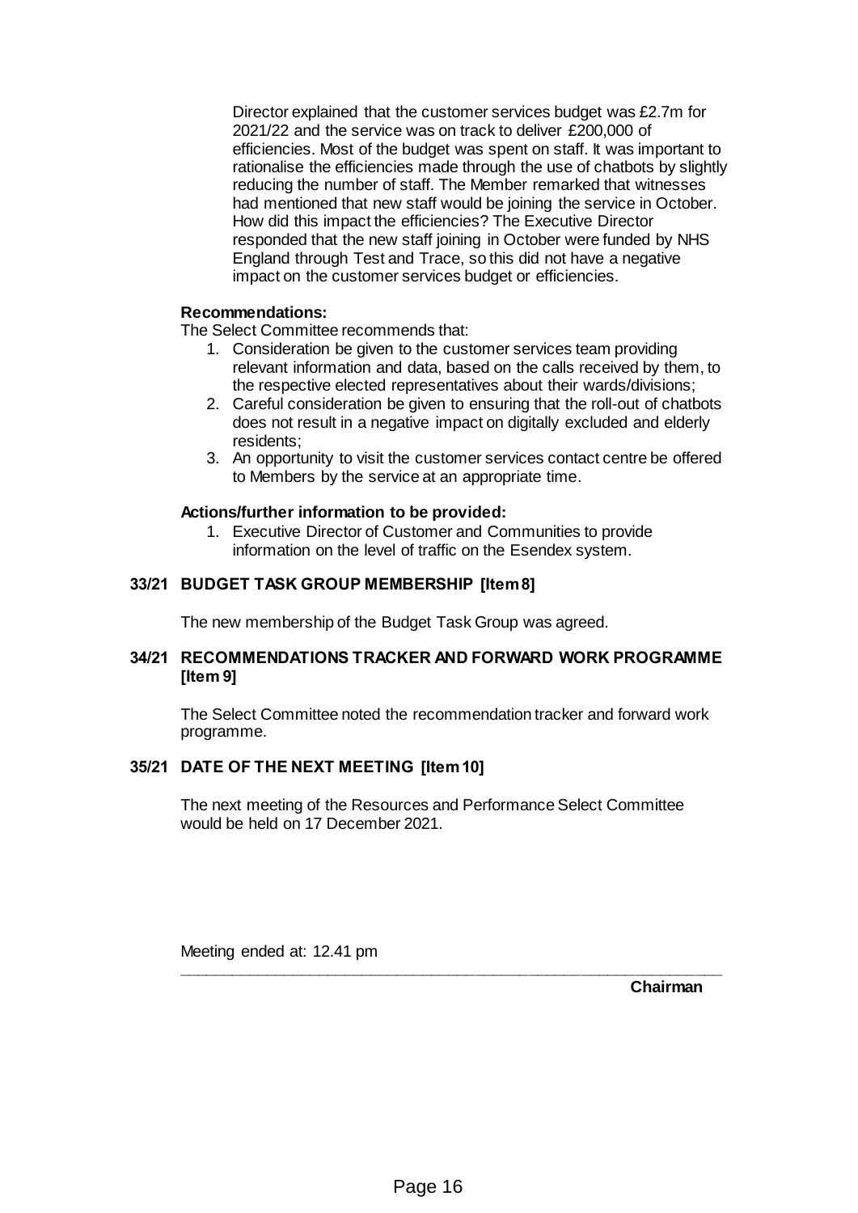Director explained that the customer services budget was £2.7m for 2021/22 and the service was on track to deliver £200,000 of efficiencies. Most of the budget was spent on staff. It was important to rationalise the efficiencies made through the use of chatbots by slightly reducing the number of staff. The Member remarked that witnesses had mentioned that new staff would be joining the service in October. How did this impact the efficiencies? The Executive Director responded that the new staff joining in October were funded by NHS England through Test and Trace, so this did not have a negative impact on the customer services budget or efficiencies.

**Recommendations:**

The Select Committee recommends that:

1. Consideration be given to the customer services team providing relevant information and data, based on the calls received by them, to the respective elected representatives about their wards/divisions;
2. Careful consideration be given to ensuring that the roll-out of chatbots does not result in a negative impact on digitally excluded and elderly residents;
3. An opportunity to visit the customer services contact centre be offered to Members by the service at an appropriate time.

**Actions/further information to be provided:**

1. Executive Director of Customer and Communities to provide information on the level of traffic on the Esendex system.

## 33/21 BUDGET TASK GROUP MEMBERSHIP [Item 8]

The new membership of the Budget Task Group was agreed.

## 34/21 RECOMMENDATIONS TRACKER AND FORWARD WORK PROGRAMME [Item 9]

The Select Committee noted the recommendation tracker and forward work programme.

## 35/21 DATE OF THE NEXT MEETING [Item 10]

The next meeting of the Resources and Performance Select Committee would be held on 17 December 2021.

Meeting ended at: 12.41 pm

______________________________________________________________

**Chairman**